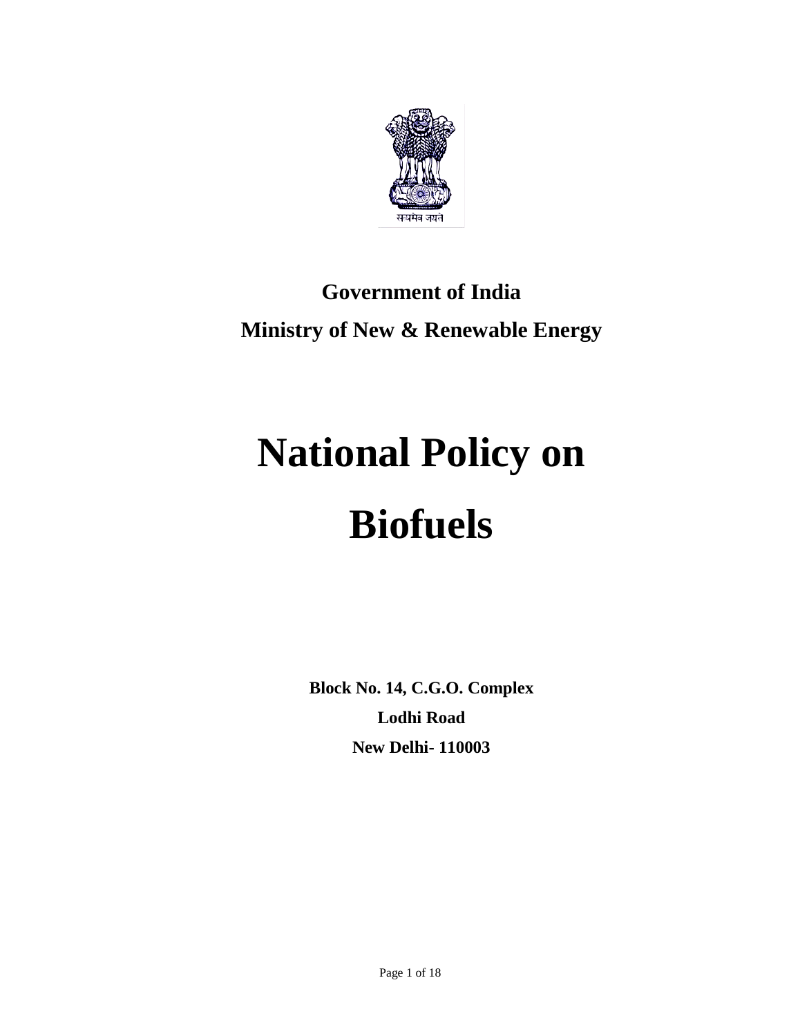सत्यमेव जयते

**Government of India**

**Ministry of New & Renewable Energy**

# National Policy on Biofuels

**Block No. 14, C.G.O. Complex**

**Lodhi Road**

**New Delhi- 110003**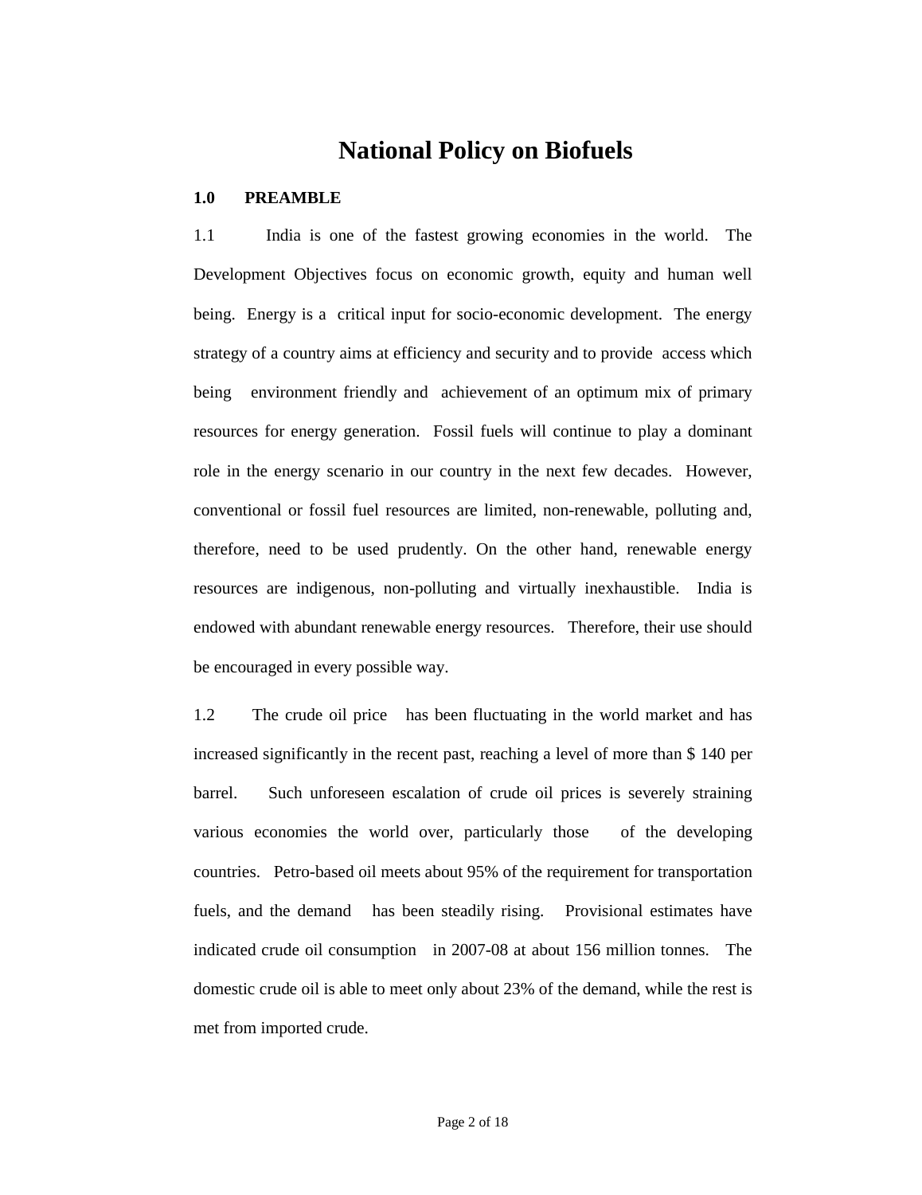# National Policy on Biofuels

## 1.0 PREAMBLE

1.1 India is one of the fastest growing economies in the world. The Development Objectives focus on economic growth, equity and human well being. Energy is a critical input for socio-economic development. The energy strategy of a country aims at efficiency and security and to provide access which being environment friendly and achievement of an optimum mix of primary resources for energy generation. Fossil fuels will continue to play a dominant role in the energy scenario in our country in the next few decades. However, conventional or fossil fuel resources are limited, non-renewable, polluting and, therefore, need to be used prudently. On the other hand, renewable energy resources are indigenous, non-polluting and virtually inexhaustible. India is endowed with abundant renewable energy resources. Therefore, their use should be encouraged in every possible way.

1.2 The crude oil price has been fluctuating in the world market and has increased significantly in the recent past, reaching a level of more than $ 140 per barrel. Such unforeseen escalation of crude oil prices is severely straining various economies the world over, particularly those of the developing countries. Petro-based oil meets about 95% of the requirement for transportation fuels, and the demand has been steadily rising. Provisional estimates have indicated crude oil consumption in 2007-08 at about 156 million tonnes. The domestic crude oil is able to meet only about 23% of the demand, while the rest is met from imported crude.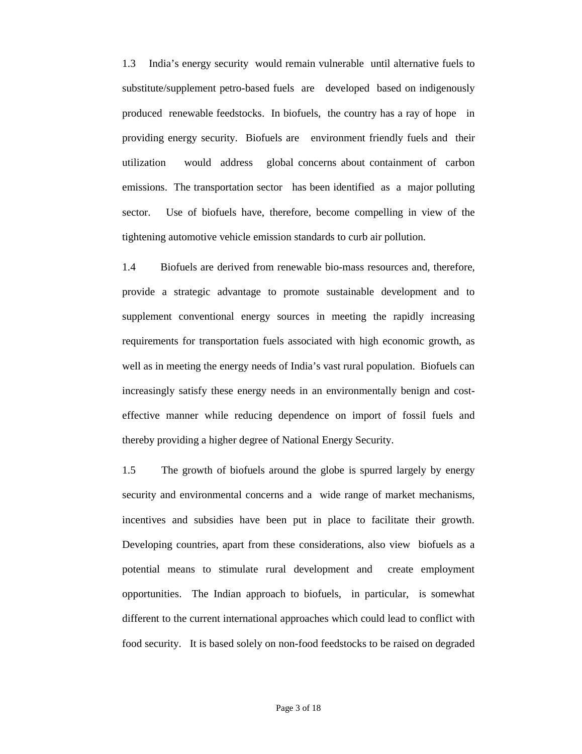1.3 India's energy security would remain vulnerable until alternative fuels to substitute/supplement petro-based fuels are developed based on indigenously produced renewable feedstocks. In biofuels, the country has a ray of hope in providing energy security. Biofuels are environment friendly fuels and their utilization would address global concerns about containment of carbon emissions. The transportation sector has been identified as a major polluting sector. Use of biofuels have, therefore, become compelling in view of the tightening automotive vehicle emission standards to curb air pollution.

1.4 Biofuels are derived from renewable bio-mass resources and, therefore, provide a strategic advantage to promote sustainable development and to supplement conventional energy sources in meeting the rapidly increasing requirements for transportation fuels associated with high economic growth, as well as in meeting the energy needs of India's vast rural population. Biofuels can increasingly satisfy these energy needs in an environmentally benign and cost-effective manner while reducing dependence on import of fossil fuels and thereby providing a higher degree of National Energy Security.

1.5 The growth of biofuels around the globe is spurred largely by energy security and environmental concerns and a wide range of market mechanisms, incentives and subsidies have been put in place to facilitate their growth. Developing countries, apart from these considerations, also view biofuels as a potential means to stimulate rural development and create employment opportunities. The Indian approach to biofuels, in particular, is somewhat different to the current international approaches which could lead to conflict with food security. It is based solely on non-food feedstocks to be raised on degraded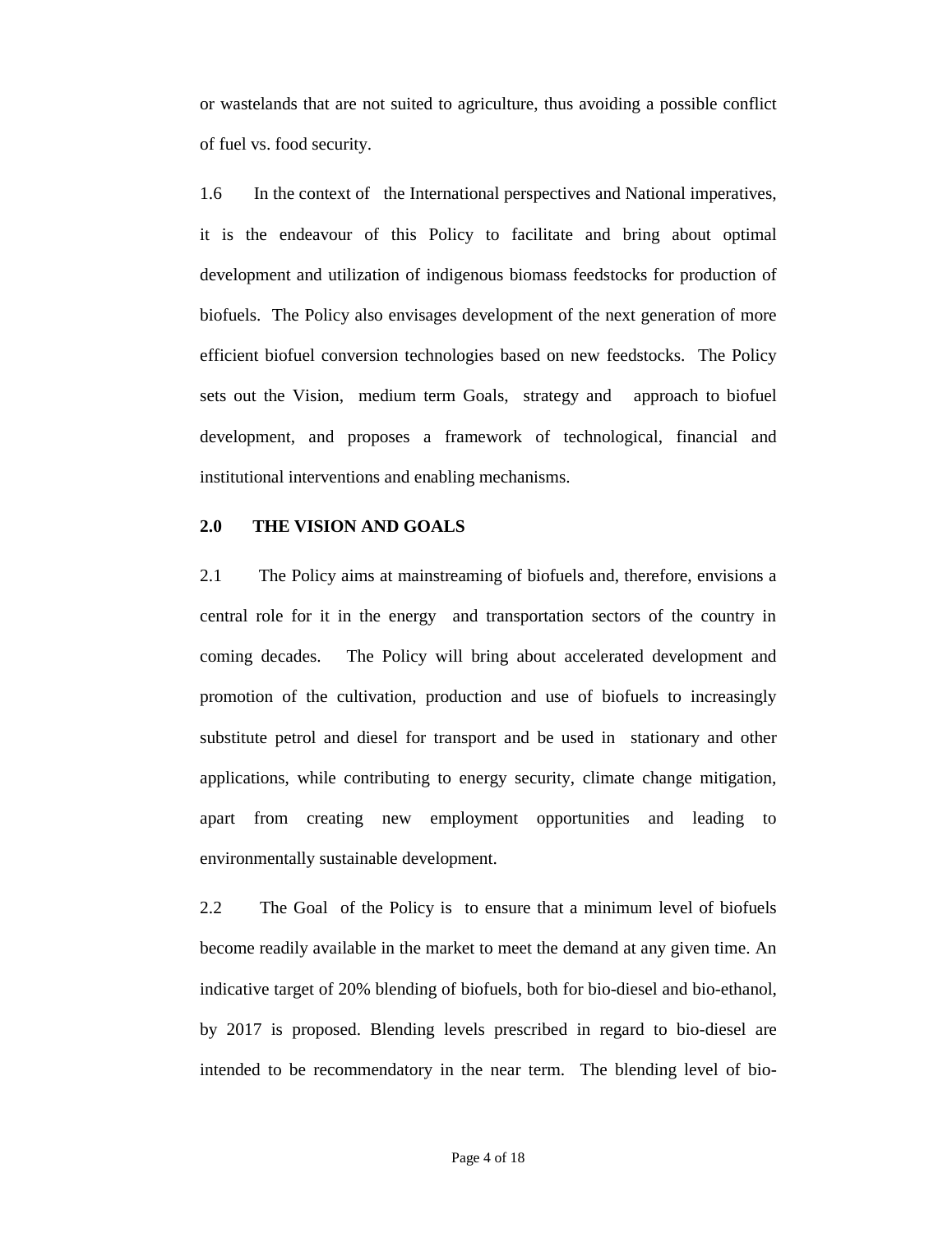or wastelands that are not suited to agriculture, thus avoiding a possible conflict of fuel vs. food security.

1.6 In the context of the International perspectives and National imperatives, it is the endeavour of this Policy to facilitate and bring about optimal development and utilization of indigenous biomass feedstocks for production of biofuels. The Policy also envisages development of the next generation of more efficient biofuel conversion technologies based on new feedstocks. The Policy sets out the Vision, medium term Goals, strategy and approach to biofuel development, and proposes a framework of technological, financial and institutional interventions and enabling mechanisms.

## 2.0 THE VISION AND GOALS

2.1 The Policy aims at mainstreaming of biofuels and, therefore, envisions a central role for it in the energy and transportation sectors of the country in coming decades. The Policy will bring about accelerated development and promotion of the cultivation, production and use of biofuels to increasingly substitute petrol and diesel for transport and be used in stationary and other applications, while contributing to energy security, climate change mitigation, apart from creating new employment opportunities and leading to environmentally sustainable development.

2.2 The Goal of the Policy is to ensure that a minimum level of biofuels become readily available in the market to meet the demand at any given time. An indicative target of 20% blending of biofuels, both for bio-diesel and bio-ethanol, by 2017 is proposed. Blending levels prescribed in regard to bio-diesel are intended to be recommendatory in the near term. The blending level of bio-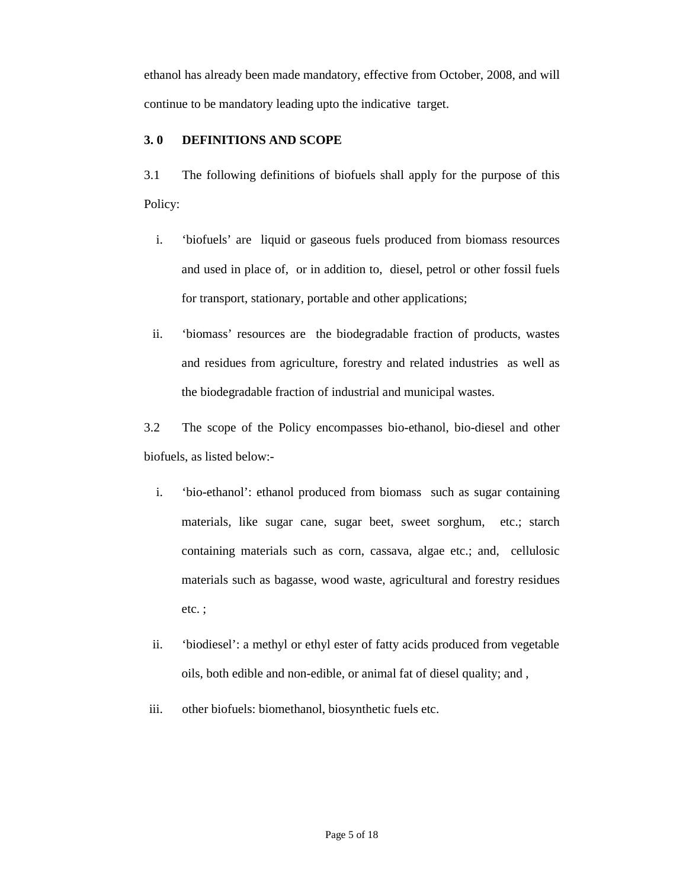ethanol has already been made mandatory, effective from October, 2008, and will continue to be mandatory leading upto the indicative target.

## 3. 0 DEFINITIONS AND SCOPE

3.1 The following definitions of biofuels shall apply for the purpose of this Policy:

i. 'biofuels' are liquid or gaseous fuels produced from biomass resources and used in place of, or in addition to, diesel, petrol or other fossil fuels for transport, stationary, portable and other applications;

ii. 'biomass' resources are the biodegradable fraction of products, wastes and residues from agriculture, forestry and related industries as well as the biodegradable fraction of industrial and municipal wastes.

3.2 The scope of the Policy encompasses bio-ethanol, bio-diesel and other biofuels, as listed below:-

i. 'bio-ethanol': ethanol produced from biomass such as sugar containing materials, like sugar cane, sugar beet, sweet sorghum, etc.; starch containing materials such as corn, cassava, algae etc.; and, cellulosic materials such as bagasse, wood waste, agricultural and forestry residues etc. ;

ii. 'biodiesel': a methyl or ethyl ester of fatty acids produced from vegetable oils, both edible and non-edible, or animal fat of diesel quality; and ,

iii. other biofuels: biomethanol, biosynthetic fuels etc.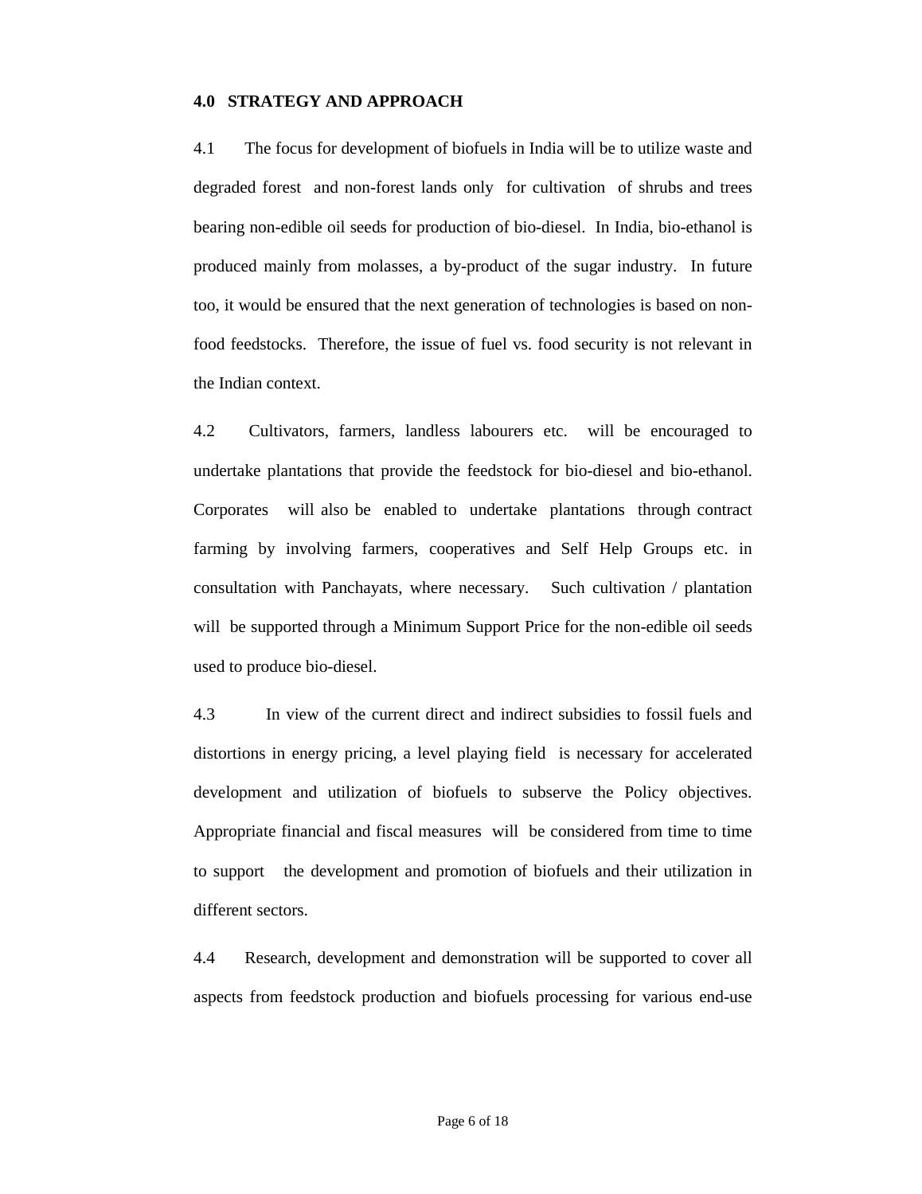## 4.0 STRATEGY AND APPROACH

4.1 The focus for development of biofuels in India will be to utilize waste and degraded forest and non-forest lands only for cultivation of shrubs and trees bearing non-edible oil seeds for production of bio-diesel. In India, bio-ethanol is produced mainly from molasses, a by-product of the sugar industry. In future too, it would be ensured that the next generation of technologies is based on non-food feedstocks. Therefore, the issue of fuel vs. food security is not relevant in the Indian context.

4.2 Cultivators, farmers, landless labourers etc. will be encouraged to undertake plantations that provide the feedstock for bio-diesel and bio-ethanol. Corporates will also be enabled to undertake plantations through contract farming by involving farmers, cooperatives and Self Help Groups etc. in consultation with Panchayats, where necessary. Such cultivation / plantation will be supported through a Minimum Support Price for the non-edible oil seeds used to produce bio-diesel.

4.3 In view of the current direct and indirect subsidies to fossil fuels and distortions in energy pricing, a level playing field is necessary for accelerated development and utilization of biofuels to subserve the Policy objectives. Appropriate financial and fiscal measures will be considered from time to time to support the development and promotion of biofuels and their utilization in different sectors.

4.4 Research, development and demonstration will be supported to cover all aspects from feedstock production and biofuels processing for various end-use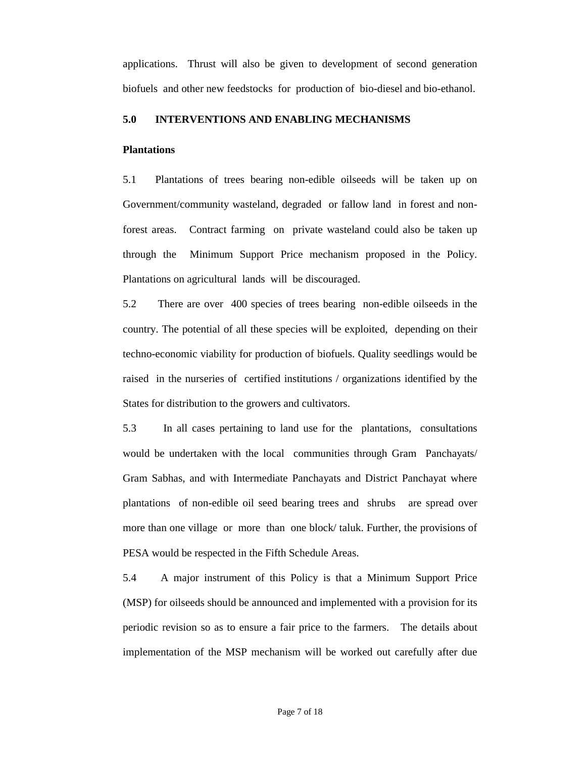applications. Thrust will also be given to development of second generation biofuels and other new feedstocks for production of bio-diesel and bio-ethanol.

## 5.0 INTERVENTIONS AND ENABLING MECHANISMS

### Plantations

5.1 Plantations of trees bearing non-edible oilseeds will be taken up on Government/community wasteland, degraded or fallow land in forest and non-forest areas. Contract farming on private wasteland could also be taken up through the Minimum Support Price mechanism proposed in the Policy. Plantations on agricultural lands will be discouraged.

5.2 There are over 400 species of trees bearing non-edible oilseeds in the country. The potential of all these species will be exploited, depending on their techno-economic viability for production of biofuels. Quality seedlings would be raised in the nurseries of certified institutions / organizations identified by the States for distribution to the growers and cultivators.

5.3 In all cases pertaining to land use for the plantations, consultations would be undertaken with the local communities through Gram Panchayats/ Gram Sabhas, and with Intermediate Panchayats and District Panchayat where plantations of non-edible oil seed bearing trees and shrubs are spread over more than one village or more than one block/ taluk. Further, the provisions of PESA would be respected in the Fifth Schedule Areas.

5.4 A major instrument of this Policy is that a Minimum Support Price (MSP) for oilseeds should be announced and implemented with a provision for its periodic revision so as to ensure a fair price to the farmers. The details about implementation of the MSP mechanism will be worked out carefully after due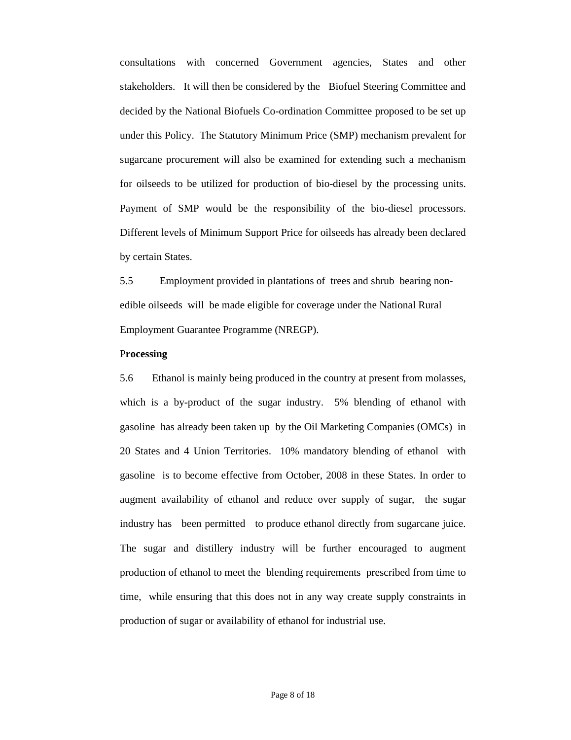consultations with concerned Government agencies, States and other stakeholders. It will then be considered by the Biofuel Steering Committee and decided by the National Biofuels Co-ordination Committee proposed to be set up under this Policy. The Statutory Minimum Price (SMP) mechanism prevalent for sugarcane procurement will also be examined for extending such a mechanism for oilseeds to be utilized for production of bio-diesel by the processing units. Payment of SMP would be the responsibility of the bio-diesel processors. Different levels of Minimum Support Price for oilseeds has already been declared by certain States.

5.5 Employment provided in plantations of trees and shrub bearing non-edible oilseeds will be made eligible for coverage under the National Rural Employment Guarantee Programme (NREGP).

**Processing**

5.6 Ethanol is mainly being produced in the country at present from molasses, which is a by-product of the sugar industry. 5% blending of ethanol with gasoline has already been taken up by the Oil Marketing Companies (OMCs) in 20 States and 4 Union Territories. 10% mandatory blending of ethanol with gasoline is to become effective from October, 2008 in these States. In order to augment availability of ethanol and reduce over supply of sugar, the sugar industry has been permitted to produce ethanol directly from sugarcane juice. The sugar and distillery industry will be further encouraged to augment production of ethanol to meet the blending requirements prescribed from time to time, while ensuring that this does not in any way create supply constraints in production of sugar or availability of ethanol for industrial use.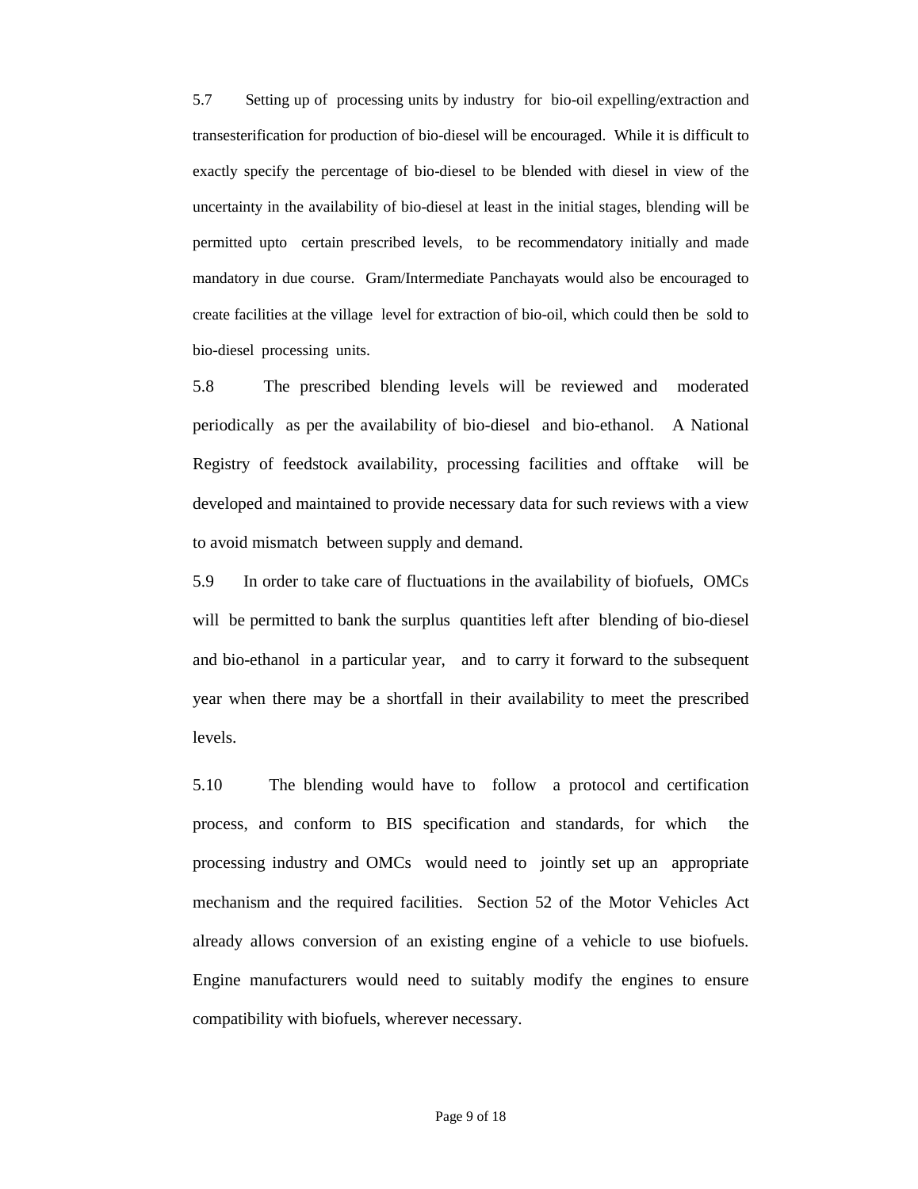5.7 Setting up of processing units by industry for bio-oil expelling/extraction and transesterification for production of bio-diesel will be encouraged. While it is difficult to exactly specify the percentage of bio-diesel to be blended with diesel in view of the uncertainty in the availability of bio-diesel at least in the initial stages, blending will be permitted upto certain prescribed levels, to be recommendatory initially and made mandatory in due course. Gram/Intermediate Panchayats would also be encouraged to create facilities at the village level for extraction of bio-oil, which could then be sold to bio-diesel processing units.

5.8 The prescribed blending levels will be reviewed and moderated periodically as per the availability of bio-diesel and bio-ethanol. A National Registry of feedstock availability, processing facilities and offtake will be developed and maintained to provide necessary data for such reviews with a view to avoid mismatch between supply and demand.

5.9 In order to take care of fluctuations in the availability of biofuels, OMCs will be permitted to bank the surplus quantities left after blending of bio-diesel and bio-ethanol in a particular year, and to carry it forward to the subsequent year when there may be a shortfall in their availability to meet the prescribed levels.

5.10 The blending would have to follow a protocol and certification process, and conform to BIS specification and standards, for which the processing industry and OMCs would need to jointly set up an appropriate mechanism and the required facilities. Section 52 of the Motor Vehicles Act already allows conversion of an existing engine of a vehicle to use biofuels. Engine manufacturers would need to suitably modify the engines to ensure compatibility with biofuels, wherever necessary.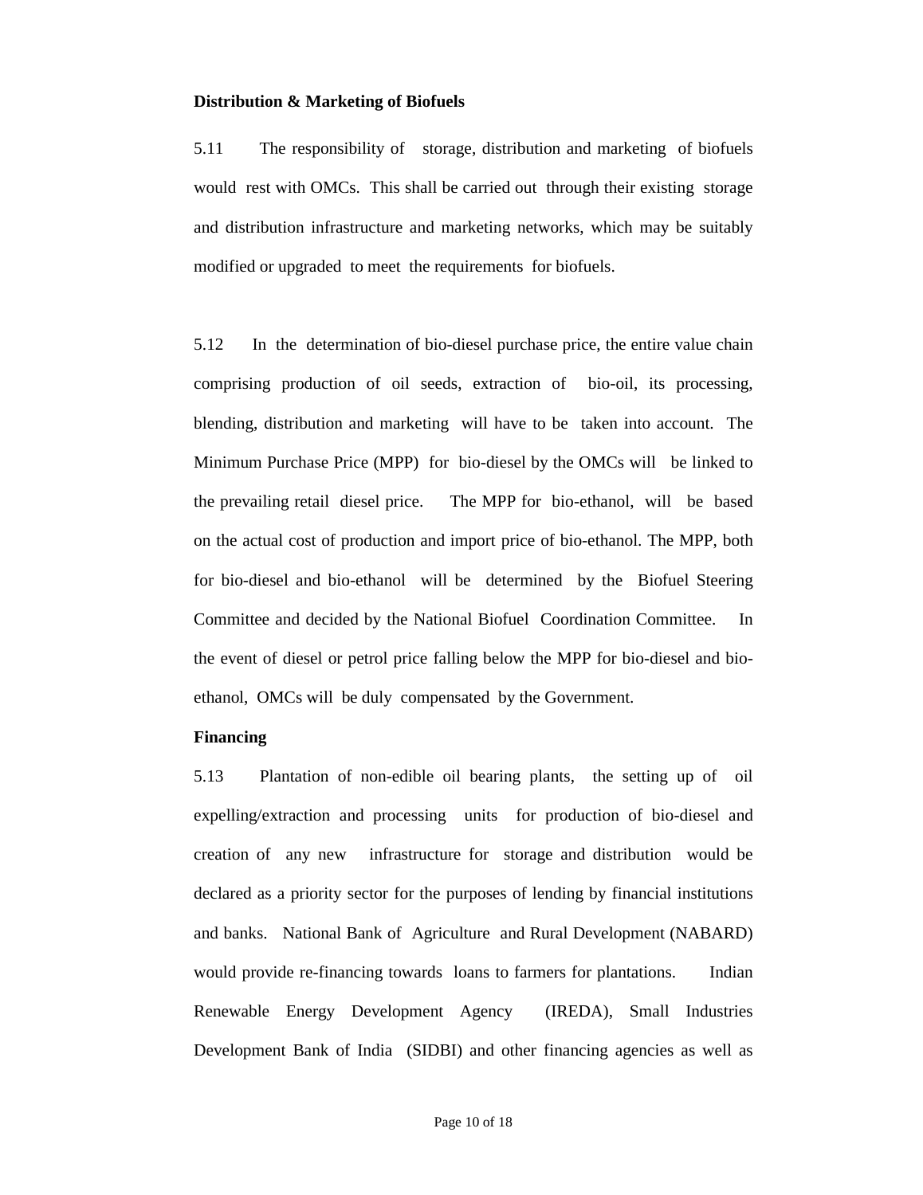**Distribution & Marketing of Biofuels**

5.11 The responsibility of storage, distribution and marketing of biofuels would rest with OMCs. This shall be carried out through their existing storage and distribution infrastructure and marketing networks, which may be suitably modified or upgraded to meet the requirements for biofuels.

5.12 In the determination of bio-diesel purchase price, the entire value chain comprising production of oil seeds, extraction of bio-oil, its processing, blending, distribution and marketing will have to be taken into account. The Minimum Purchase Price (MPP) for bio-diesel by the OMCs will be linked to the prevailing retail diesel price. The MPP for bio-ethanol, will be based on the actual cost of production and import price of bio-ethanol. The MPP, both for bio-diesel and bio-ethanol will be determined by the Biofuel Steering Committee and decided by the National Biofuel Coordination Committee. In the event of diesel or petrol price falling below the MPP for bio-diesel and bio-ethanol, OMCs will be duly compensated by the Government.

**Financing**

5.13 Plantation of non-edible oil bearing plants, the setting up of oil expelling/extraction and processing units for production of bio-diesel and creation of any new infrastructure for storage and distribution would be declared as a priority sector for the purposes of lending by financial institutions and banks. National Bank of Agriculture and Rural Development (NABARD) would provide re-financing towards loans to farmers for plantations. Indian Renewable Energy Development Agency (IREDA), Small Industries Development Bank of India (SIDBI) and other financing agencies as well as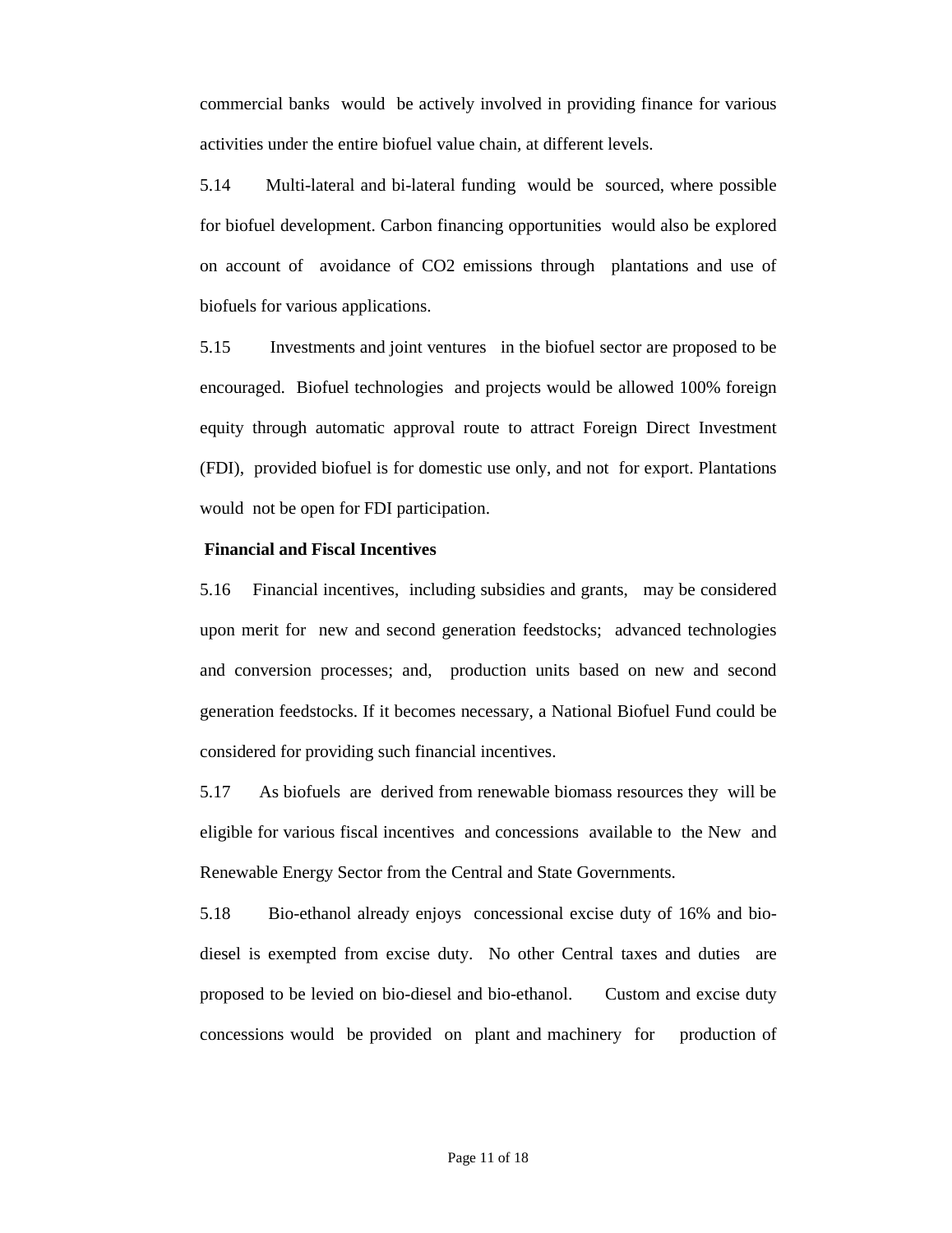commercial banks would be actively involved in providing finance for various activities under the entire biofuel value chain, at different levels.

5.14 Multi-lateral and bi-lateral funding would be sourced, where possible for biofuel development. Carbon financing opportunities would also be explored on account of avoidance of $CO_2$ emissions through plantations and use of biofuels for various applications.

5.15 Investments and joint ventures in the biofuel sector are proposed to be encouraged. Biofuel technologies and projects would be allowed 100% foreign equity through automatic approval route to attract Foreign Direct Investment (FDI), provided biofuel is for domestic use only, and not for export. Plantations would not be open for FDI participation.

**Financial and Fiscal Incentives**

5.16 Financial incentives, including subsidies and grants, may be considered upon merit for new and second generation feedstocks; advanced technologies and conversion processes; and, production units based on new and second generation feedstocks. If it becomes necessary, a National Biofuel Fund could be considered for providing such financial incentives.

5.17 As biofuels are derived from renewable biomass resources they will be eligible for various fiscal incentives and concessions available to the New and Renewable Energy Sector from the Central and State Governments.

5.18 Bio-ethanol already enjoys concessional excise duty of 16% and bio-diesel is exempted from excise duty. No other Central taxes and duties are proposed to be levied on bio-diesel and bio-ethanol. Custom and excise duty concessions would be provided on plant and machinery for production of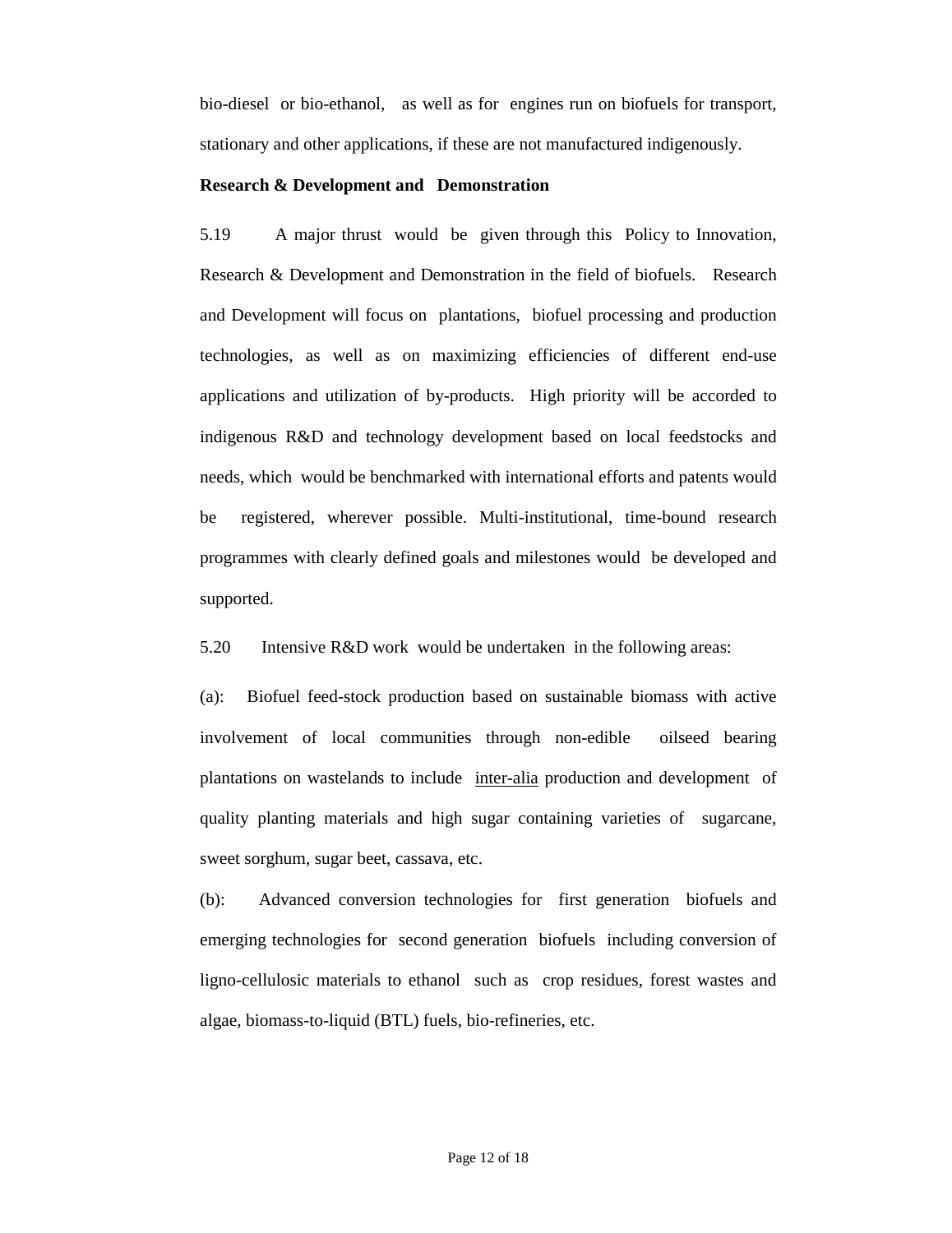bio-diesel or bio-ethanol, as well as for engines run on biofuels for transport, stationary and other applications, if these are not manufactured indigenously.

**Research & Development and Demonstration**

5.19 A major thrust would be given through this Policy to Innovation, Research & Development and Demonstration in the field of biofuels. Research and Development will focus on plantations, biofuel processing and production technologies, as well as on maximizing efficiencies of different end-use applications and utilization of by-products. High priority will be accorded to indigenous R&D and technology development based on local feedstocks and needs, which would be benchmarked with international efforts and patents would be registered, wherever possible. Multi-institutional, time-bound research programmes with clearly defined goals and milestones would be developed and supported.

5.20 Intensive R&D work would be undertaken in the following areas:

(a): Biofuel feed-stock production based on sustainable biomass with active involvement of local communities through non-edible oilseed bearing plantations on wastelands to include <u>inter-alia</u> production and development of quality planting materials and high sugar containing varieties of sugarcane, sweet sorghum, sugar beet, cassava, etc.

(b): Advanced conversion technologies for first generation biofuels and emerging technologies for second generation biofuels including conversion of ligno-cellulosic materials to ethanol such as crop residues, forest wastes and algae, biomass-to-liquid (BTL) fuels, bio-refineries, etc.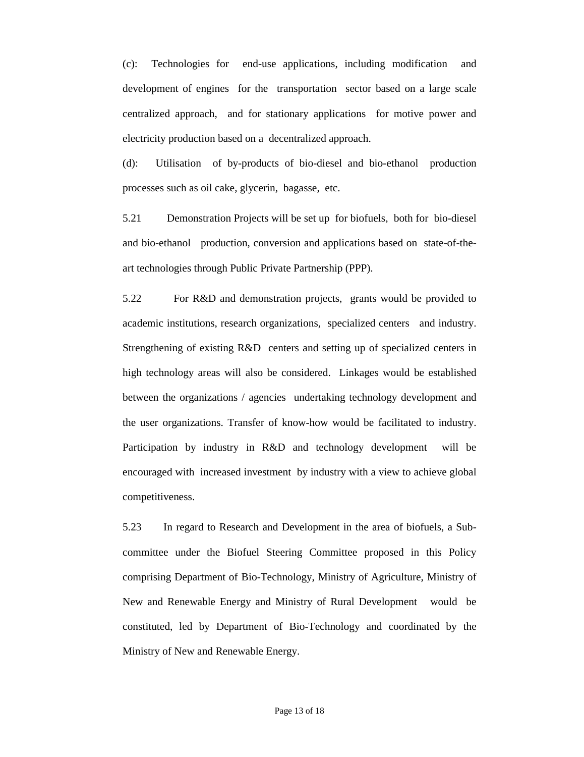(c): Technologies for end-use applications, including modification and development of engines for the transportation sector based on a large scale centralized approach, and for stationary applications for motive power and electricity production based on a decentralized approach.

(d): Utilisation of by-products of bio-diesel and bio-ethanol production processes such as oil cake, glycerin, bagasse, etc.

5.21 Demonstration Projects will be set up for biofuels, both for bio-diesel and bio-ethanol production, conversion and applications based on state-of-the-art technologies through Public Private Partnership (PPP).

5.22 For R&D and demonstration projects, grants would be provided to academic institutions, research organizations, specialized centers and industry. Strengthening of existing R&D centers and setting up of specialized centers in high technology areas will also be considered. Linkages would be established between the organizations / agencies undertaking technology development and the user organizations. Transfer of know-how would be facilitated to industry. Participation by industry in R&D and technology development will be encouraged with increased investment by industry with a view to achieve global competitiveness.

5.23 In regard to Research and Development in the area of biofuels, a Sub-committee under the Biofuel Steering Committee proposed in this Policy comprising Department of Bio-Technology, Ministry of Agriculture, Ministry of New and Renewable Energy and Ministry of Rural Development would be constituted, led by Department of Bio-Technology and coordinated by the Ministry of New and Renewable Energy.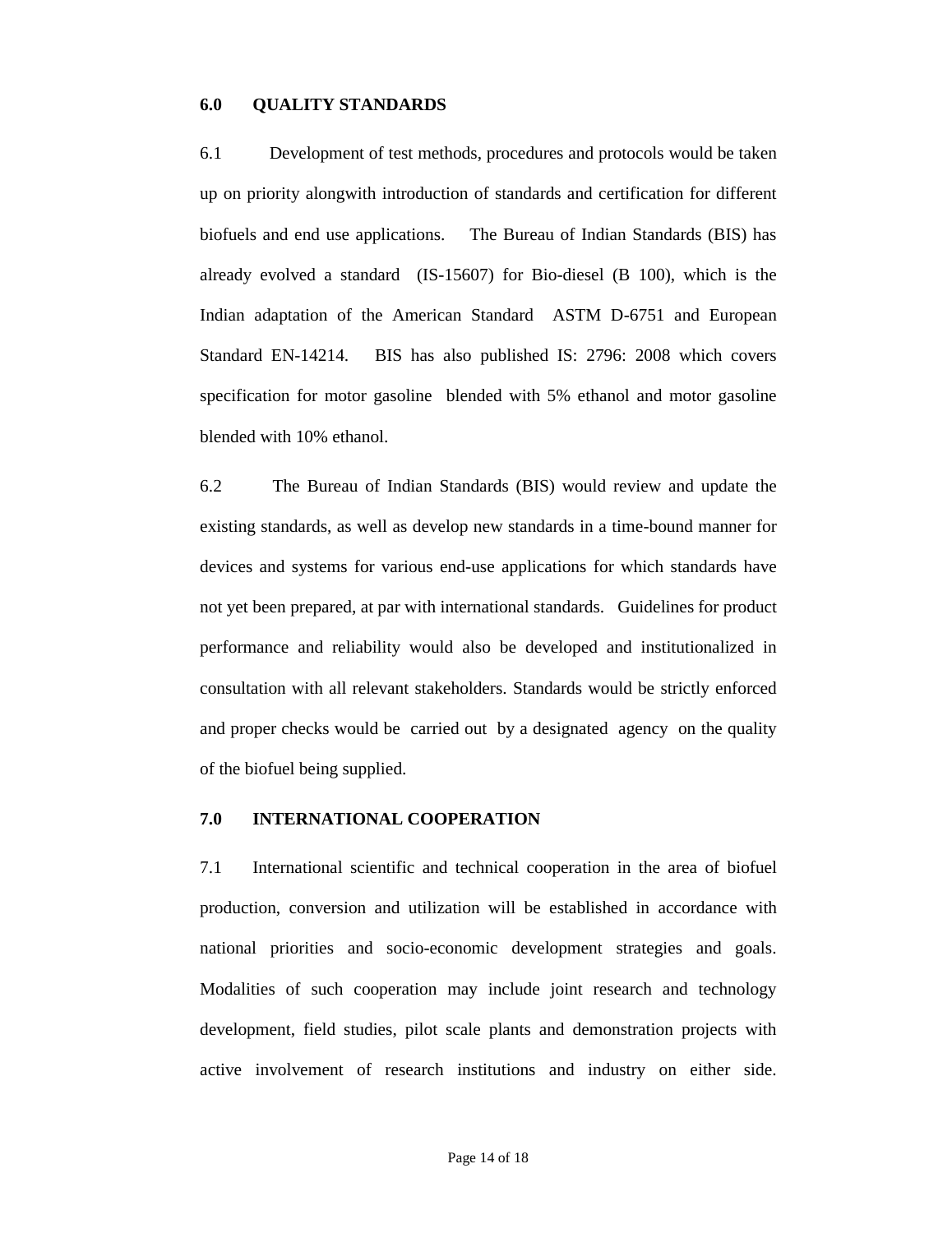## 6.0 QUALITY STANDARDS

6.1 Development of test methods, procedures and protocols would be taken up on priority alongwith introduction of standards and certification for different biofuels and end use applications. The Bureau of Indian Standards (BIS) has already evolved a standard (IS-15607) for Bio-diesel (B 100), which is the Indian adaptation of the American Standard ASTM D-6751 and European Standard EN-14214. BIS has also published IS: 2796: 2008 which covers specification for motor gasoline blended with 5% ethanol and motor gasoline blended with 10% ethanol.

6.2 The Bureau of Indian Standards (BIS) would review and update the existing standards, as well as develop new standards in a time-bound manner for devices and systems for various end-use applications for which standards have not yet been prepared, at par with international standards. Guidelines for product performance and reliability would also be developed and institutionalized in consultation with all relevant stakeholders. Standards would be strictly enforced and proper checks would be carried out by a designated agency on the quality of the biofuel being supplied.

## 7.0 INTERNATIONAL COOPERATION

7.1 International scientific and technical cooperation in the area of biofuel production, conversion and utilization will be established in accordance with national priorities and socio-economic development strategies and goals. Modalities of such cooperation may include joint research and technology development, field studies, pilot scale plants and demonstration projects with active involvement of research institutions and industry on either side.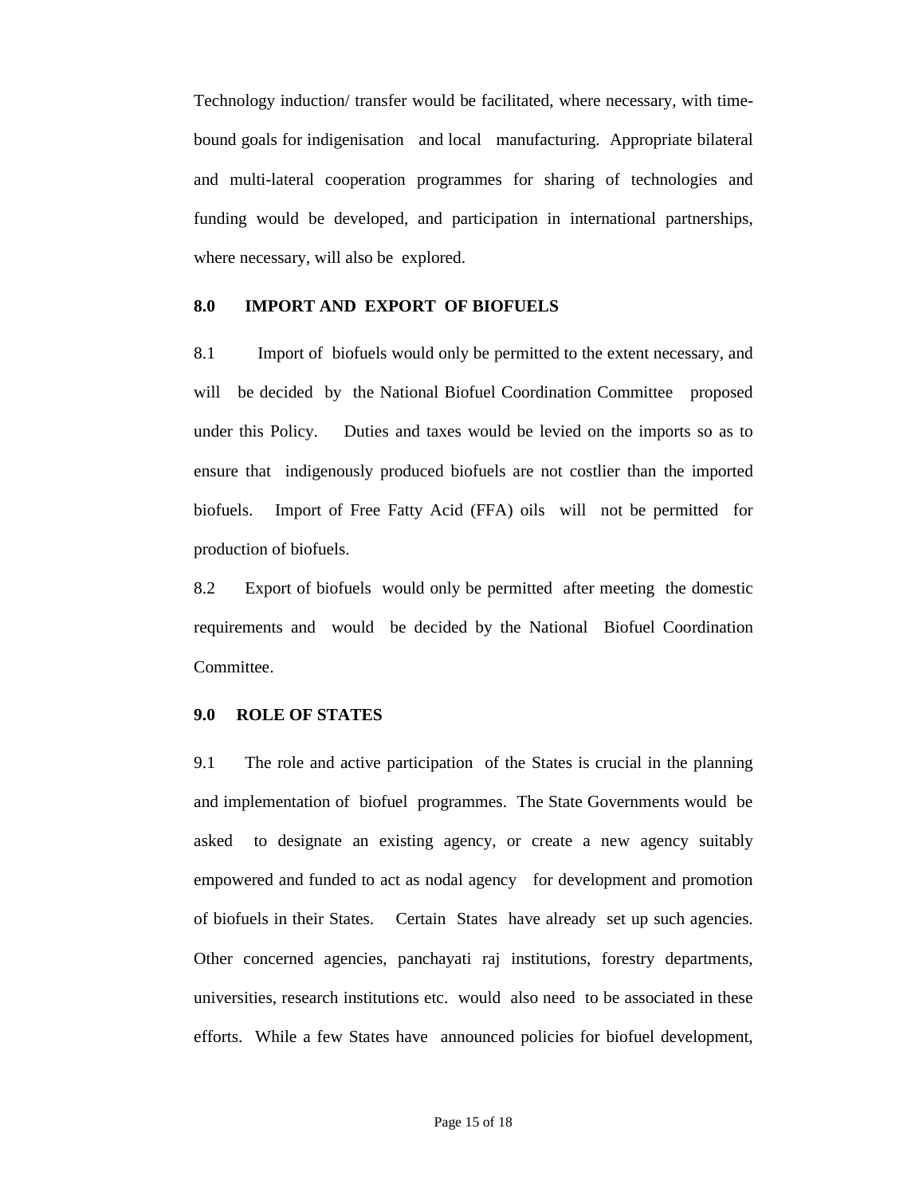Technology induction/ transfer would be facilitated, where necessary, with time-bound goals for indigenisation and local manufacturing. Appropriate bilateral and multi-lateral cooperation programmes for sharing of technologies and funding would be developed, and participation in international partnerships, where necessary, will also be explored.

## 8.0 IMPORT AND EXPORT OF BIOFUELS

8.1 Import of biofuels would only be permitted to the extent necessary, and will be decided by the National Biofuel Coordination Committee proposed under this Policy. Duties and taxes would be levied on the imports so as to ensure that indigenously produced biofuels are not costlier than the imported biofuels. Import of Free Fatty Acid (FFA) oils will not be permitted for production of biofuels.

8.2 Export of biofuels would only be permitted after meeting the domestic requirements and would be decided by the National Biofuel Coordination Committee.

## 9.0 ROLE OF STATES

9.1 The role and active participation of the States is crucial in the planning and implementation of biofuel programmes. The State Governments would be asked to designate an existing agency, or create a new agency suitably empowered and funded to act as nodal agency for development and promotion of biofuels in their States. Certain States have already set up such agencies. Other concerned agencies, panchayati raj institutions, forestry departments, universities, research institutions etc. would also need to be associated in these efforts. While a few States have announced policies for biofuel development,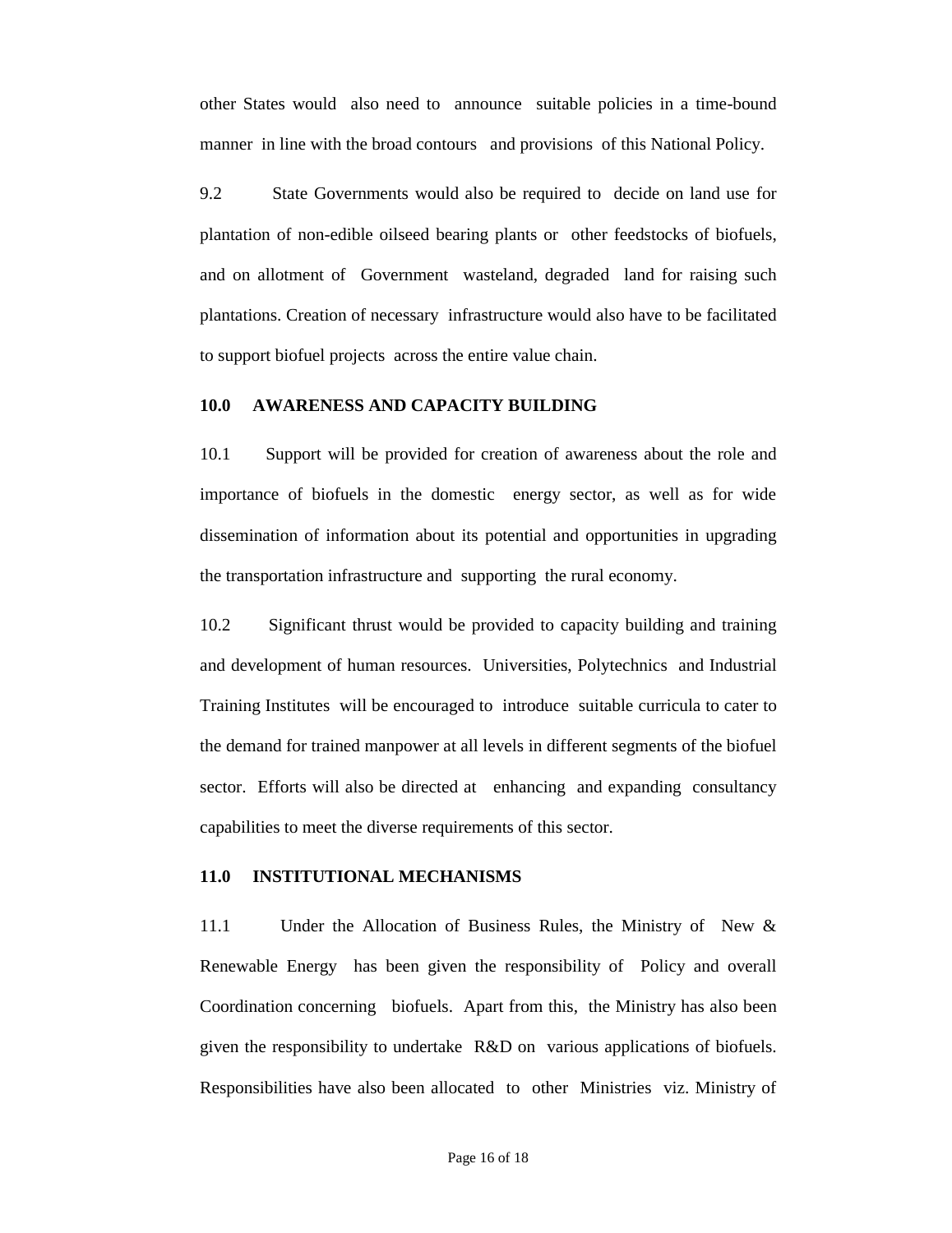other States would also need to announce suitable policies in a time-bound manner in line with the broad contours and provisions of this National Policy.

9.2 State Governments would also be required to decide on land use for plantation of non-edible oilseed bearing plants or other feedstocks of biofuels, and on allotment of Government wasteland, degraded land for raising such plantations. Creation of necessary infrastructure would also have to be facilitated to support biofuel projects across the entire value chain.

## 10.0 AWARENESS AND CAPACITY BUILDING

10.1 Support will be provided for creation of awareness about the role and importance of biofuels in the domestic energy sector, as well as for wide dissemination of information about its potential and opportunities in upgrading the transportation infrastructure and supporting the rural economy.

10.2 Significant thrust would be provided to capacity building and training and development of human resources. Universities, Polytechnics and Industrial Training Institutes will be encouraged to introduce suitable curricula to cater to the demand for trained manpower at all levels in different segments of the biofuel sector. Efforts will also be directed at enhancing and expanding consultancy capabilities to meet the diverse requirements of this sector.

## 11.0 INSTITUTIONAL MECHANISMS

11.1 Under the Allocation of Business Rules, the Ministry of New & Renewable Energy has been given the responsibility of Policy and overall Coordination concerning biofuels. Apart from this, the Ministry has also been given the responsibility to undertake R&D on various applications of biofuels. Responsibilities have also been allocated to other Ministries viz. Ministry of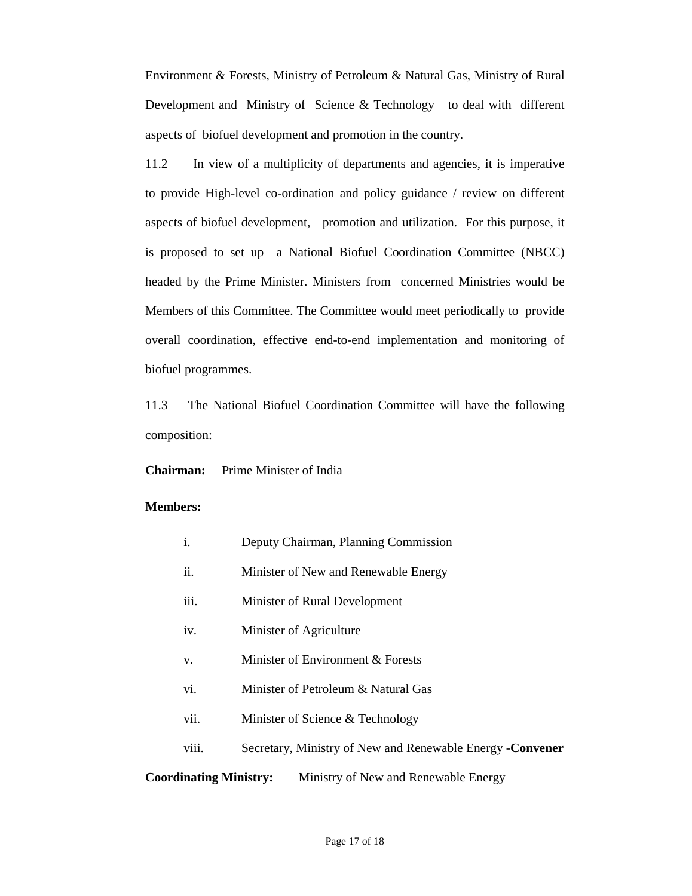Environment & Forests, Ministry of Petroleum & Natural Gas, Ministry of Rural Development and Ministry of Science & Technology to deal with different aspects of biofuel development and promotion in the country.

11.2 In view of a multiplicity of departments and agencies, it is imperative to provide High-level co-ordination and policy guidance / review on different aspects of biofuel development, promotion and utilization. For this purpose, it is proposed to set up a National Biofuel Coordination Committee (NBCC) headed by the Prime Minister. Ministers from concerned Ministries would be Members of this Committee. The Committee would meet periodically to provide overall coordination, effective end-to-end implementation and monitoring of biofuel programmes.

11.3 The National Biofuel Coordination Committee will have the following composition:

**Chairman:** Prime Minister of India

**Members:**

i. Deputy Chairman, Planning Commission

ii. Minister of New and Renewable Energy

iii. Minister of Rural Development

iv. Minister of Agriculture

v. Minister of Environment & Forests

vi. Minister of Petroleum & Natural Gas

vii. Minister of Science & Technology

viii. Secretary, Ministry of New and Renewable Energy -**Convener**

**Coordinating Ministry:** Ministry of New and Renewable Energy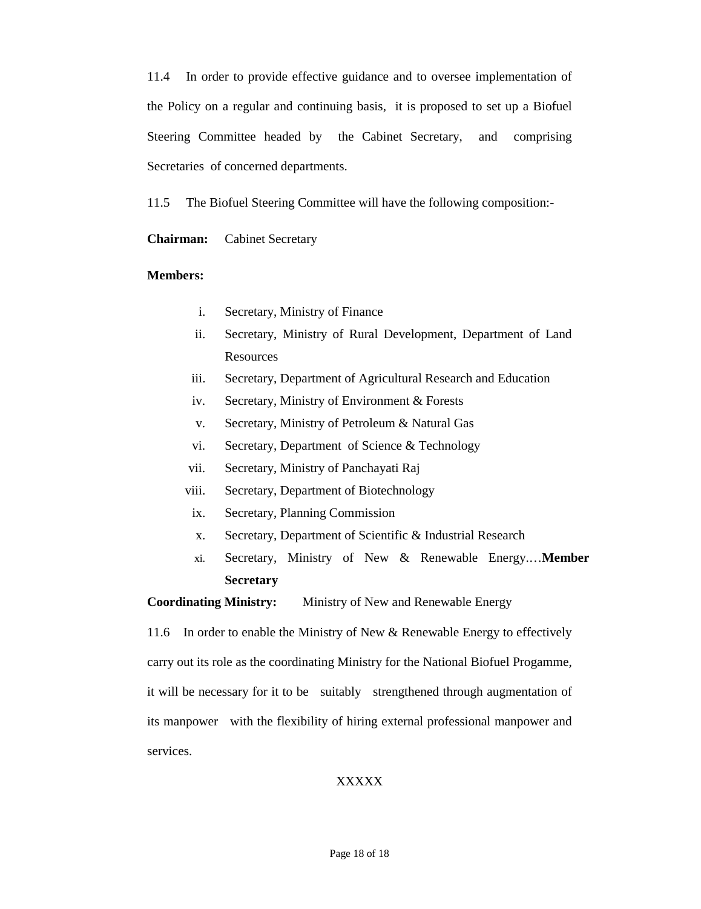11.4 In order to provide effective guidance and to oversee implementation of the Policy on a regular and continuing basis, it is proposed to set up a Biofuel Steering Committee headed by the Cabinet Secretary, and comprising Secretaries of concerned departments.

11.5 The Biofuel Steering Committee will have the following composition:-

**Chairman:** Cabinet Secretary

**Members:**

i. Secretary, Ministry of Finance
ii. Secretary, Ministry of Rural Development, Department of Land Resources
iii. Secretary, Department of Agricultural Research and Education
iv. Secretary, Ministry of Environment & Forests
v. Secretary, Ministry of Petroleum & Natural Gas
vi. Secretary, Department of Science & Technology
vii. Secretary, Ministry of Panchayati Raj
viii. Secretary, Department of Biotechnology
ix. Secretary, Planning Commission
x. Secretary, Department of Scientific & Industrial Research
xi. Secretary, Ministry of New & Renewable Energy.…**Member Secretary**

**Coordinating Ministry:** Ministry of New and Renewable Energy

11.6 In order to enable the Ministry of New & Renewable Energy to effectively carry out its role as the coordinating Ministry for the National Biofuel Progamme, it will be necessary for it to be suitably strengthened through augmentation of its manpower with the flexibility of hiring external professional manpower and services.

XXXXX